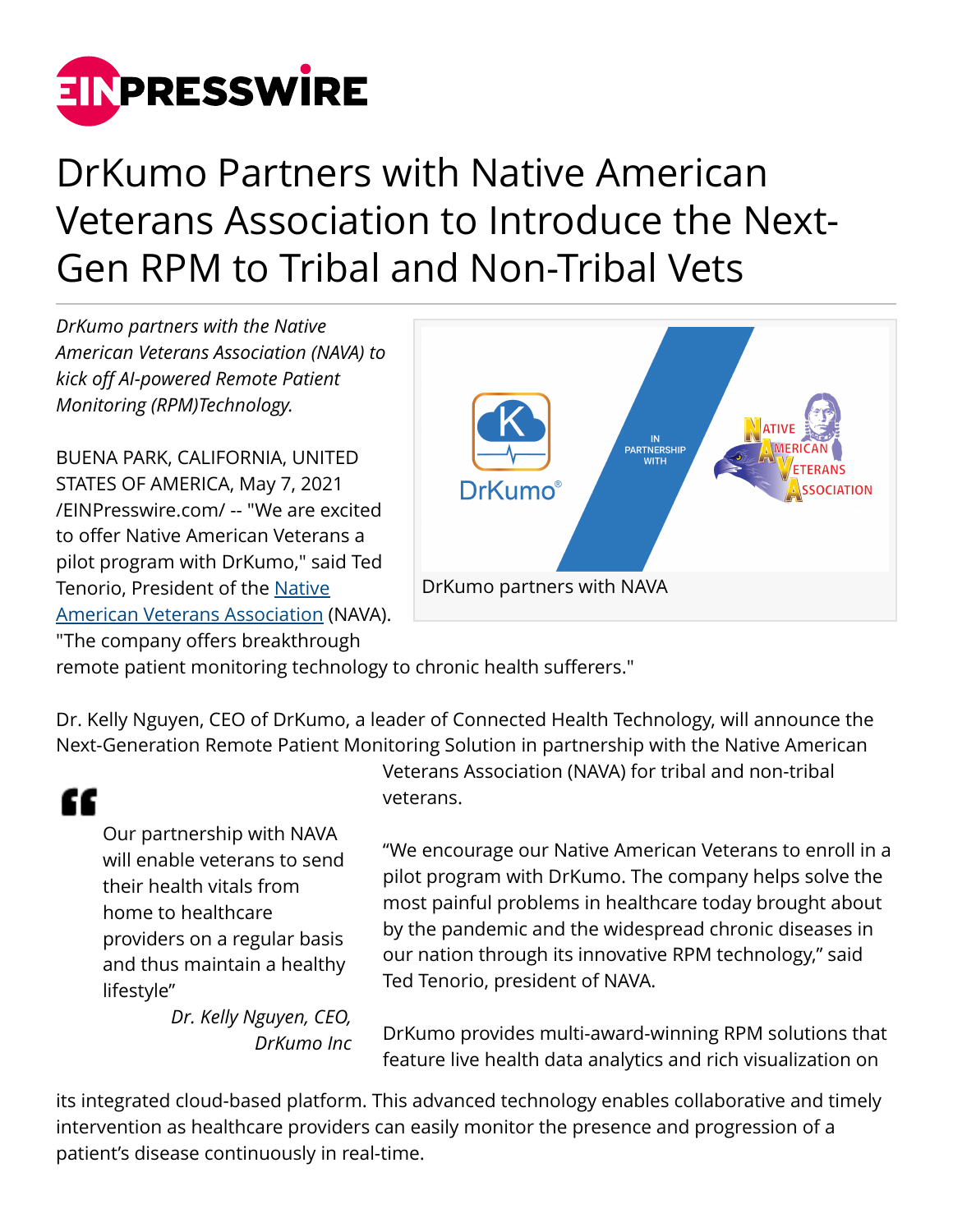# DrKumo Partners with Native American Veterans Association to Introduce the Next-Gen RPM to Tribal and Non-Tribal Vets

*DrKumo partners with the Native American Veterans Association (NAVA) to kick off AI-powered Remote Patient Monitoring (RPM)Technology.*

DrKumo partners with NAVA

BUENA PARK, CALIFORNIA, UNITED STATES OF AMERICA, May 7, 2021 /EINPresswire.com/ -- "We are excited to offer Native American Veterans a pilot program with DrKumo," said Ted Tenorio, President of the Native American Veterans Association (NAVA). "The company offers breakthrough remote patient monitoring technology to chronic health sufferers."

Dr. Kelly Nguyen, CEO of DrKumo, a leader of Connected Health Technology, will announce the Next-Generation Remote Patient Monitoring Solution in partnership with the Native American Veterans Association (NAVA) for tribal and non-tribal veterans.

> Our partnership with NAVA will enable veterans to send their health vitals from home to healthcare providers on a regular basis and thus maintain a healthy lifestyle"
>
> *Dr. Kelly Nguyen, CEO, DrKumo Inc*

“We encourage our Native American Veterans to enroll in a pilot program with DrKumo. The company helps solve the most painful problems in healthcare today brought about by the pandemic and the widespread chronic diseases in our nation through its innovative RPM technology,” said Ted Tenorio, president of NAVA.

DrKumo provides multi-award-winning RPM solutions that feature live health data analytics and rich visualization on its integrated cloud-based platform. This advanced technology enables collaborative and timely intervention as healthcare providers can easily monitor the presence and progression of a patient’s disease continuously in real-time.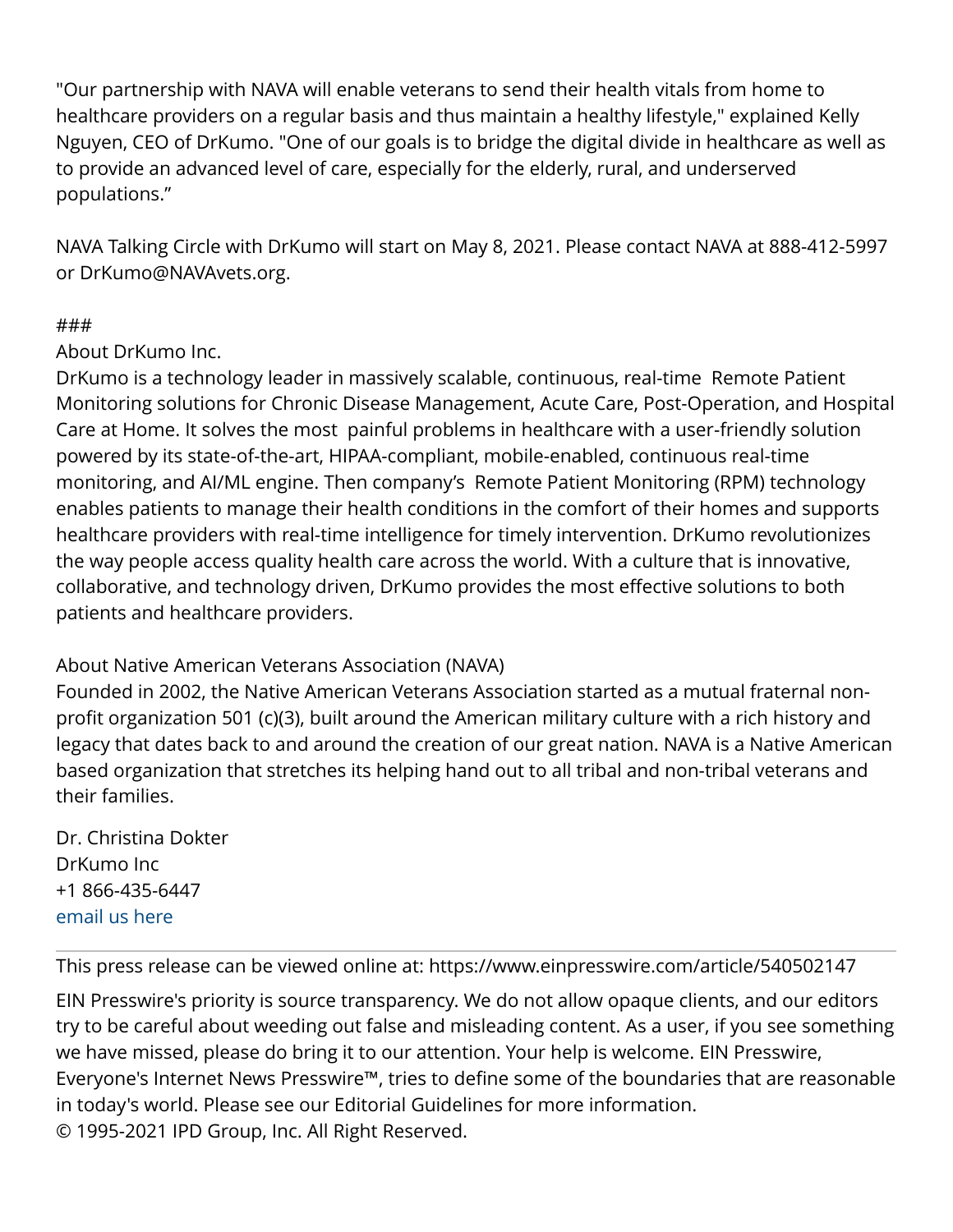"Our partnership with NAVA will enable veterans to send their health vitals from home to healthcare providers on a regular basis and thus maintain a healthy lifestyle," explained Kelly Nguyen, CEO of DrKumo. "One of our goals is to bridge the digital divide in healthcare as well as to provide an advanced level of care, especially for the elderly, rural, and underserved populations."

NAVA Talking Circle with DrKumo will start on May 8, 2021. Please contact NAVA at 888-412-5997 or DrKumo@NAVAvets.org.

###

About DrKumo Inc.

DrKumo is a technology leader in massively scalable, continuous, real-time Remote Patient Monitoring solutions for Chronic Disease Management, Acute Care, Post-Operation, and Hospital Care at Home. It solves the most painful problems in healthcare with a user-friendly solution powered by its state-of-the-art, HIPAA-compliant, mobile-enabled, continuous real-time monitoring, and AI/ML engine. Then company's Remote Patient Monitoring (RPM) technology enables patients to manage their health conditions in the comfort of their homes and supports healthcare providers with real-time intelligence for timely intervention. DrKumo revolutionizes the way people access quality health care across the world. With a culture that is innovative, collaborative, and technology driven, DrKumo provides the most effective solutions to both patients and healthcare providers.

About Native American Veterans Association (NAVA)

Founded in 2002, the Native American Veterans Association started as a mutual fraternal non-profit organization 501 (c)(3), built around the American military culture with a rich history and legacy that dates back to and around the creation of our great nation. NAVA is a Native American based organization that stretches its helping hand out to all tribal and non-tribal veterans and their families.

Dr. Christina Dokter
DrKumo Inc
+1 866-435-6447
email us here

---

This press release can be viewed online at: https://www.einpresswire.com/article/540502147

EIN Presswire's priority is source transparency. We do not allow opaque clients, and our editors try to be careful about weeding out false and misleading content. As a user, if you see something we have missed, please do bring it to our attention. Your help is welcome. EIN Presswire, Everyone's Internet News Presswire™, tries to define some of the boundaries that are reasonable in today's world. Please see our Editorial Guidelines for more information.
© 1995-2021 IPD Group, Inc. All Right Reserved.